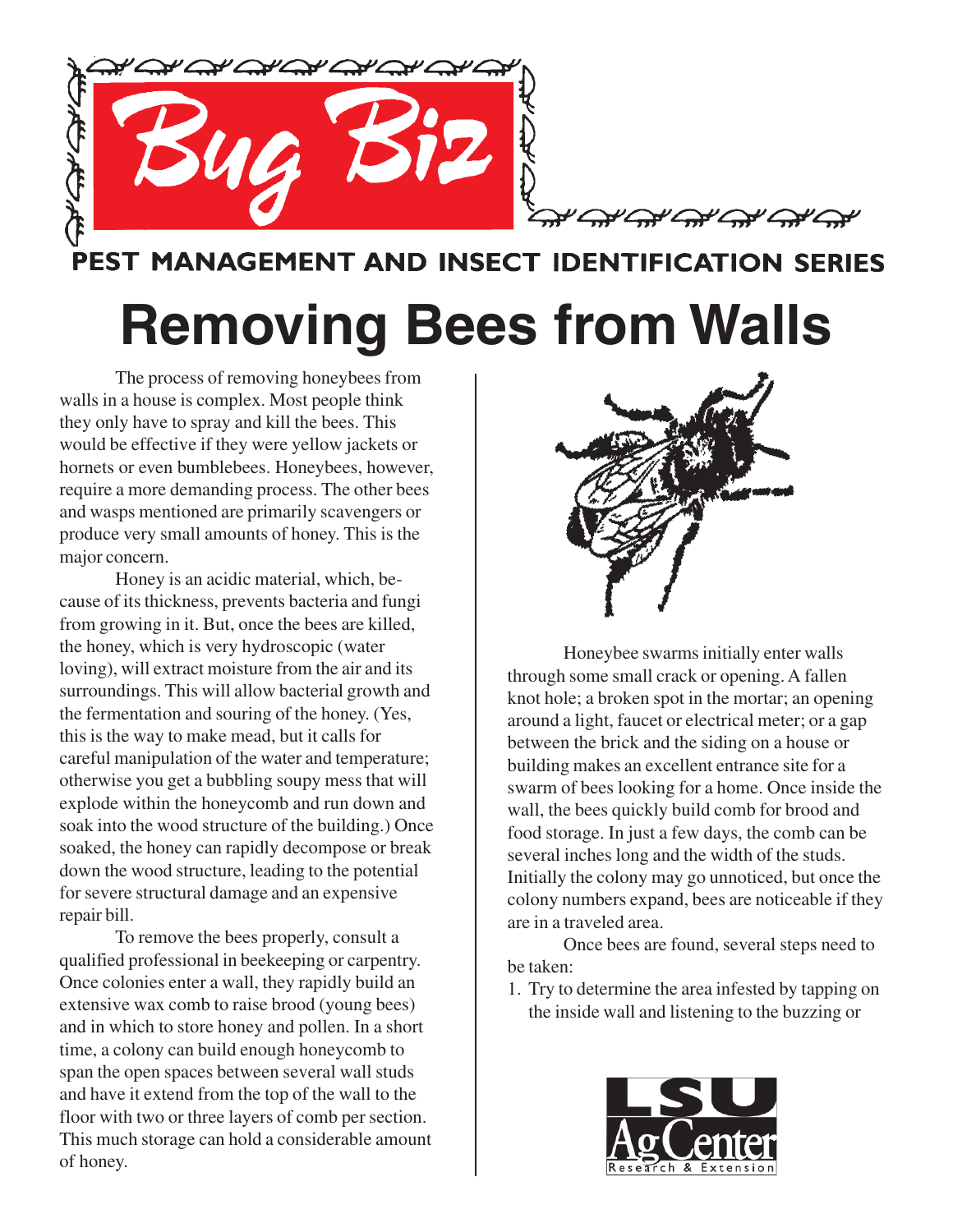# Bug Biz

**PEST MANAGEMENT AND INSECT IDENTIFICATION SERIES**

# Removing Bees from Walls

The process of removing honeybees from walls in a house is complex. Most people think they only have to spray and kill the bees. This would be effective if they were yellow jackets or hornets or even bumblebees. Honeybees, however, require a more demanding process. The other bees and wasps mentioned are primarily scavengers or produce very small amounts of honey. This is the major concern.

Honey is an acidic material, which, because of its thickness, prevents bacteria and fungi from growing in it. But, once the bees are killed, the honey, which is very hydroscopic (water loving), will extract moisture from the air and its surroundings. This will allow bacterial growth and the fermentation and souring of the honey. (Yes, this is the way to make mead, but it calls for careful manipulation of the water and temperature; otherwise you get a bubbling soupy mess that will explode within the honeycomb and run down and soak into the wood structure of the building.) Once soaked, the honey can rapidly decompose or break down the wood structure, leading to the potential for severe structural damage and an expensive repair bill.

To remove the bees properly, consult a qualified professional in beekeeping or carpentry. Once colonies enter a wall, they rapidly build an extensive wax comb to raise brood (young bees) and in which to store honey and pollen. In a short time, a colony can build enough honeycomb to span the open spaces between several wall studs and have it extend from the top of the wall to the floor with two or three layers of comb per section. This much storage can hold a considerable amount of honey.

Honeybee swarms initially enter walls through some small crack or opening. A fallen knot hole; a broken spot in the mortar; an opening around a light, faucet or electrical meter; or a gap between the brick and the siding on a house or building makes an excellent entrance site for a swarm of bees looking for a home. Once inside the wall, the bees quickly build comb for brood and food storage. In just a few days, the comb can be several inches long and the width of the studs. Initially the colony may go unnoticed, but once the colony numbers expand, bees are noticeable if they are in a traveled area.

Once bees are found, several steps need to be taken:

1. Try to determine the area infested by tapping on the inside wall and listening to the buzzing or

LSU AgCenter Research & Extension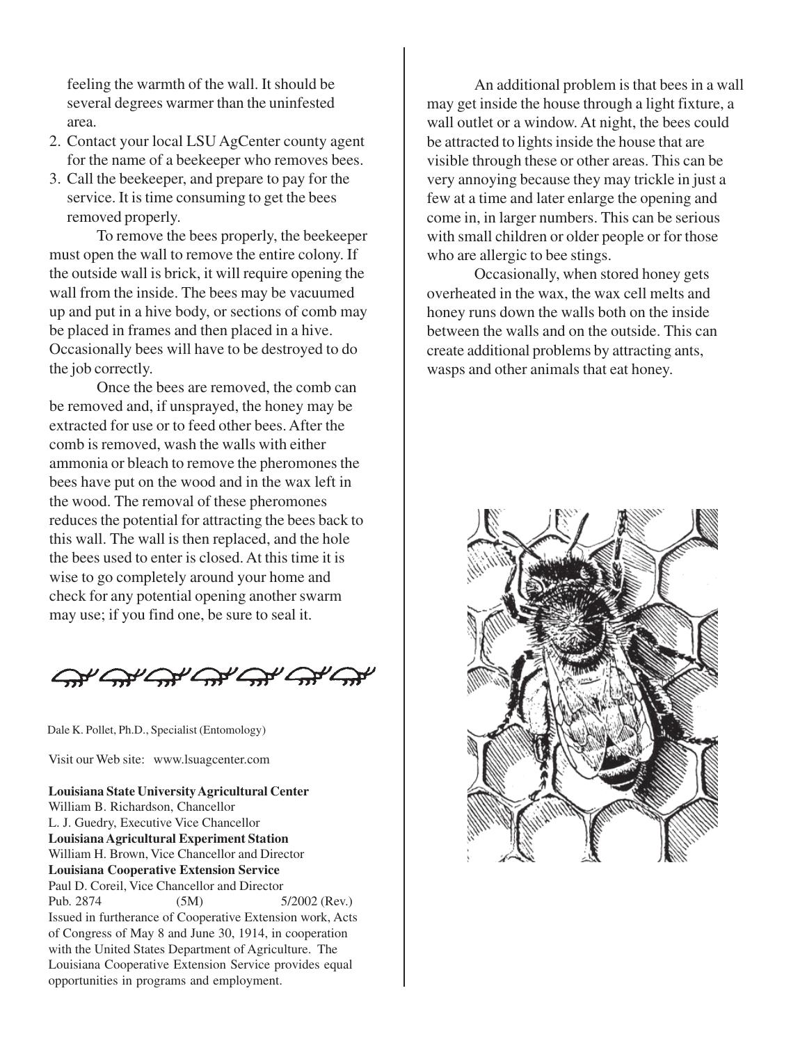feeling the warmth of the wall. It should be several degrees warmer than the uninfested area.

2. Contact your local LSU AgCenter county agent for the name of a beekeeper who removes bees.
3. Call the beekeeper, and prepare to pay for the service. It is time consuming to get the bees removed properly.

To remove the bees properly, the beekeeper must open the wall to remove the entire colony. If the outside wall is brick, it will require opening the wall from the inside. The bees may be vacuumed up and put in a hive body, or sections of comb may be placed in frames and then placed in a hive. Occasionally bees will have to be destroyed to do the job correctly.

Once the bees are removed, the comb can be removed and, if unsprayed, the honey may be extracted for use or to feed other bees. After the comb is removed, wash the walls with either ammonia or bleach to remove the pheromones the bees have put on the wood and in the wax left in the wood. The removal of these pheromones reduces the potential for attracting the bees back to this wall. The wall is then replaced, and the hole the bees used to enter is closed. At this time it is wise to go completely around your home and check for any potential opening another swarm may use; if you find one, be sure to seal it.

Dale K. Pollet, Ph.D., Specialist (Entomology)

Visit our Web site: www.lsuagcenter.com

**Louisiana State University Agricultural Center**
William B. Richardson, Chancellor
L. J. Guedry, Executive Vice Chancellor
**Louisiana Agricultural Experiment Station**
William H. Brown, Vice Chancellor and Director
**Louisiana Cooperative Extension Service**
Paul D. Coreil, Vice Chancellor and Director
Pub. 2874 (5M) 5/2002 (Rev.)
Issued in furtherance of Cooperative Extension work, Acts of Congress of May 8 and June 30, 1914, in cooperation with the United States Department of Agriculture. The Louisiana Cooperative Extension Service provides equal opportunities in programs and employment.

An additional problem is that bees in a wall may get inside the house through a light fixture, a wall outlet or a window. At night, the bees could be attracted to lights inside the house that are visible through these or other areas. This can be very annoying because they may trickle in just a few at a time and later enlarge the opening and come in, in larger numbers. This can be serious with small children or older people or for those who are allergic to bee stings.

Occasionally, when stored honey gets overheated in the wax, the wax cell melts and honey runs down the walls both on the inside between the walls and on the outside. This can create additional problems by attracting ants, wasps and other animals that eat honey.